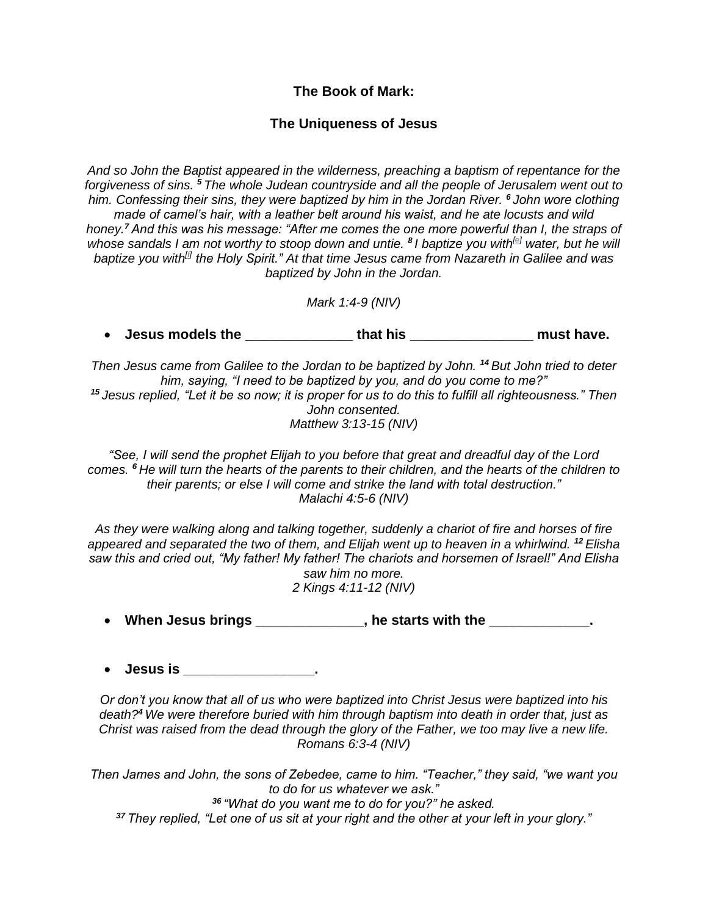**The Book of Mark:**

**The Uniqueness of Jesus**

*And so John the Baptist appeared in the wilderness, preaching a baptism of repentance for the forgiveness of sins. [5] The whole Judean countryside and all the people of Jerusalem went out to him. Confessing their sins, they were baptized by him in the Jordan River. [6] John wore clothing made of camel's hair, with a leather belt around his waist, and he ate locusts and wild honey.[7] And this was his message: "After me comes the one more powerful than I, the straps of whose sandals I am not worthy to stoop down and untie. [8] I baptize you with[e] water, but he will baptize you with[f] the Holy Spirit." At that time Jesus came from Nazareth in Galilee and was baptized by John in the Jordan.*

*Mark 1:4-9 (NIV)*

- **Jesus models the _____________ that his _______________ must have.**

*Then Jesus came from Galilee to the Jordan to be baptized by John. [14] But John tried to deter him, saying, "I need to be baptized by you, and do you come to me?"*
*[15] Jesus replied, "Let it be so now; it is proper for us to do this to fulfill all righteousness." Then John consented.*
*Matthew 3:13-15 (NIV)*

*"See, I will send the prophet Elijah to you before that great and dreadful day of the Lord comes. [6] He will turn the hearts of the parents to their children, and the hearts of the children to their parents; or else I will come and strike the land with total destruction."*
*Malachi 4:5-6 (NIV)*

*As they were walking along and talking together, suddenly a chariot of fire and horses of fire appeared and separated the two of them, and Elijah went up to heaven in a whirlwind. [12] Elisha saw this and cried out, "My father! My father! The chariots and horsemen of Israel!" And Elisha saw him no more.*
*2 Kings 4:11-12 (NIV)*

- **When Jesus brings _____________, he starts with the ____________.**

- **Jesus is ________________.**

*Or don't you know that all of us who were baptized into Christ Jesus were baptized into his death?[4] We were therefore buried with him through baptism into death in order that, just as Christ was raised from the dead through the glory of the Father, we too may live a new life.*
*Romans 6:3-4 (NIV)*

*Then James and John, the sons of Zebedee, came to him. "Teacher," they said, "we want you to do for us whatever we ask."*
*[36] "What do you want me to do for you?" he asked.*
*[37] They replied, "Let one of us sit at your right and the other at your left in your glory."*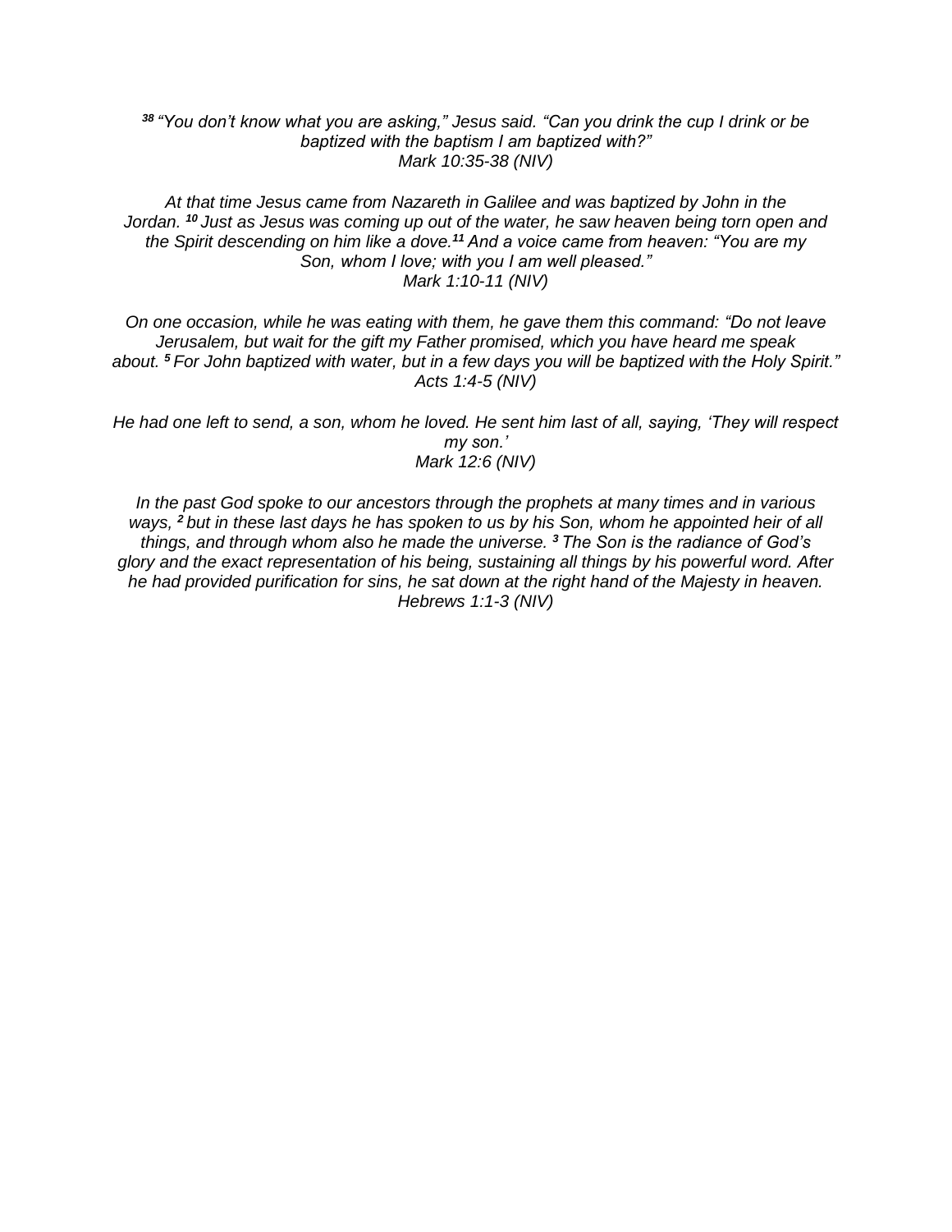*[38] "You don't know what you are asking," Jesus said. "Can you drink the cup I drink or be baptized with the baptism I am baptized with?"*
*Mark 10:35-38 (NIV)*

*At that time Jesus came from Nazareth in Galilee and was baptized by John in the Jordan. [10] Just as Jesus was coming up out of the water, he saw heaven being torn open and the Spirit descending on him like a dove.[11] And a voice came from heaven: "You are my Son, whom I love; with you I am well pleased."*
*Mark 1:10-11 (NIV)*

*On one occasion, while he was eating with them, he gave them this command: "Do not leave Jerusalem, but wait for the gift my Father promised, which you have heard me speak about. [5] For John baptized with water, but in a few days you will be baptized with the Holy Spirit."*
*Acts 1:4-5 (NIV)*

*He had one left to send, a son, whom he loved. He sent him last of all, saying, 'They will respect my son.'*
*Mark 12:6 (NIV)*

*In the past God spoke to our ancestors through the prophets at many times and in various ways, [2] but in these last days he has spoken to us by his Son, whom he appointed heir of all things, and through whom also he made the universe. [3] The Son is the radiance of God's glory and the exact representation of his being, sustaining all things by his powerful word. After he had provided purification for sins, he sat down at the right hand of the Majesty in heaven.*
*Hebrews 1:1-3 (NIV)*